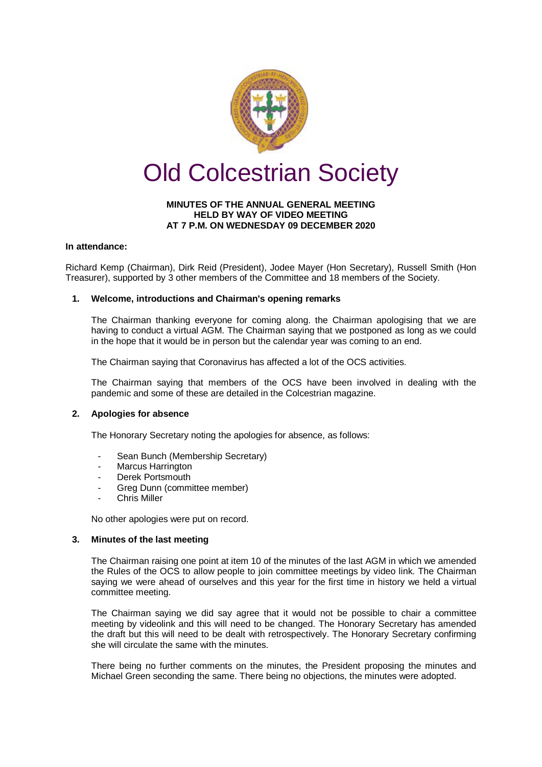# Old Colcestrian Society

**MINUTES OF THE ANNUAL GENERAL MEETING**
**HELD BY WAY OF VIDEO MEETING**
**AT 7 P.M. ON WEDNESDAY 09 DECEMBER 2020**

**In attendance:**

Richard Kemp (Chairman), Dirk Reid (President), Jodee Mayer (Hon Secretary), Russell Smith (Hon Treasurer), supported by 3 other members of the Committee and 18 members of the Society.

### 1. Welcome, introductions and Chairman's opening remarks

The Chairman thanking everyone for coming along. the Chairman apologising that we are having to conduct a virtual AGM. The Chairman saying that we postponed as long as we could in the hope that it would be in person but the calendar year was coming to an end.

The Chairman saying that Coronavirus has affected a lot of the OCS activities.

The Chairman saying that members of the OCS have been involved in dealing with the pandemic and some of these are detailed in the Colcestrian magazine.

### 2. Apologies for absence

The Honorary Secretary noting the apologies for absence, as follows:

- Sean Bunch (Membership Secretary)
- Marcus Harrington
- Derek Portsmouth
- Greg Dunn (committee member)
- Chris Miller

No other apologies were put on record.

### 3. Minutes of the last meeting

The Chairman raising one point at item 10 of the minutes of the last AGM in which we amended the Rules of the OCS to allow people to join committee meetings by video link. The Chairman saying we were ahead of ourselves and this year for the first time in history we held a virtual committee meeting.

The Chairman saying we did say agree that it would not be possible to chair a committee meeting by videolink and this will need to be changed. The Honorary Secretary has amended the draft but this will need to be dealt with retrospectively. The Honorary Secretary confirming she will circulate the same with the minutes.

There being no further comments on the minutes, the President proposing the minutes and Michael Green seconding the same. There being no objections, the minutes were adopted.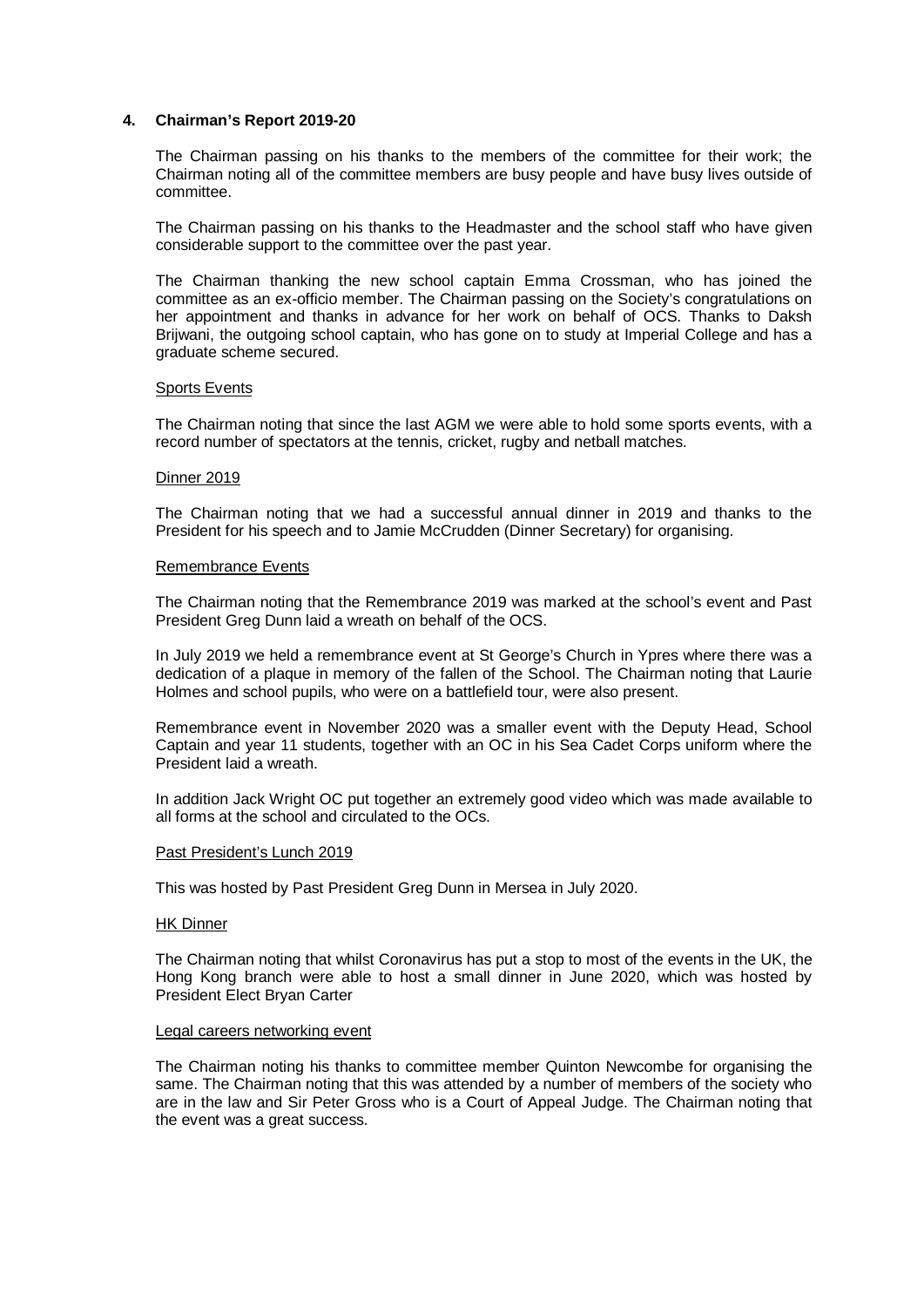## 4. Chairman's Report 2019-20

The Chairman passing on his thanks to the members of the committee for their work; the Chairman noting all of the committee members are busy people and have busy lives outside of committee.

The Chairman passing on his thanks to the Headmaster and the school staff who have given considerable support to the committee over the past year.

The Chairman thanking the new school captain Emma Crossman, who has joined the committee as an ex-officio member. The Chairman passing on the Society's congratulations on her appointment and thanks in advance for her work on behalf of OCS. Thanks to Daksh Brijwani, the outgoing school captain, who has gone on to study at Imperial College and has a graduate scheme secured.

<u>Sports Events</u>

The Chairman noting that since the last AGM we were able to hold some sports events, with a record number of spectators at the tennis, cricket, rugby and netball matches.

<u>Dinner 2019</u>

The Chairman noting that we had a successful annual dinner in 2019 and thanks to the President for his speech and to Jamie McCrudden (Dinner Secretary) for organising.

<u>Remembrance Events</u>

The Chairman noting that the Remembrance 2019 was marked at the school's event and Past President Greg Dunn laid a wreath on behalf of the OCS.

In July 2019 we held a remembrance event at St George's Church in Ypres where there was a dedication of a plaque in memory of the fallen of the School. The Chairman noting that Laurie Holmes and school pupils, who were on a battlefield tour, were also present.

Remembrance event in November 2020 was a smaller event with the Deputy Head, School Captain and year 11 students, together with an OC in his Sea Cadet Corps uniform where the President laid a wreath.

In addition Jack Wright OC put together an extremely good video which was made available to all forms at the school and circulated to the OCs.

<u>Past President's Lunch 2019</u>

This was hosted by Past President Greg Dunn in Mersea in July 2020.

<u>HK Dinner</u>

The Chairman noting that whilst Coronavirus has put a stop to most of the events in the UK, the Hong Kong branch were able to host a small dinner in June 2020, which was hosted by President Elect Bryan Carter

<u>Legal careers networking event</u>

The Chairman noting his thanks to committee member Quinton Newcombe for organising the same. The Chairman noting that this was attended by a number of members of the society who are in the law and Sir Peter Gross who is a Court of Appeal Judge. The Chairman noting that the event was a great success.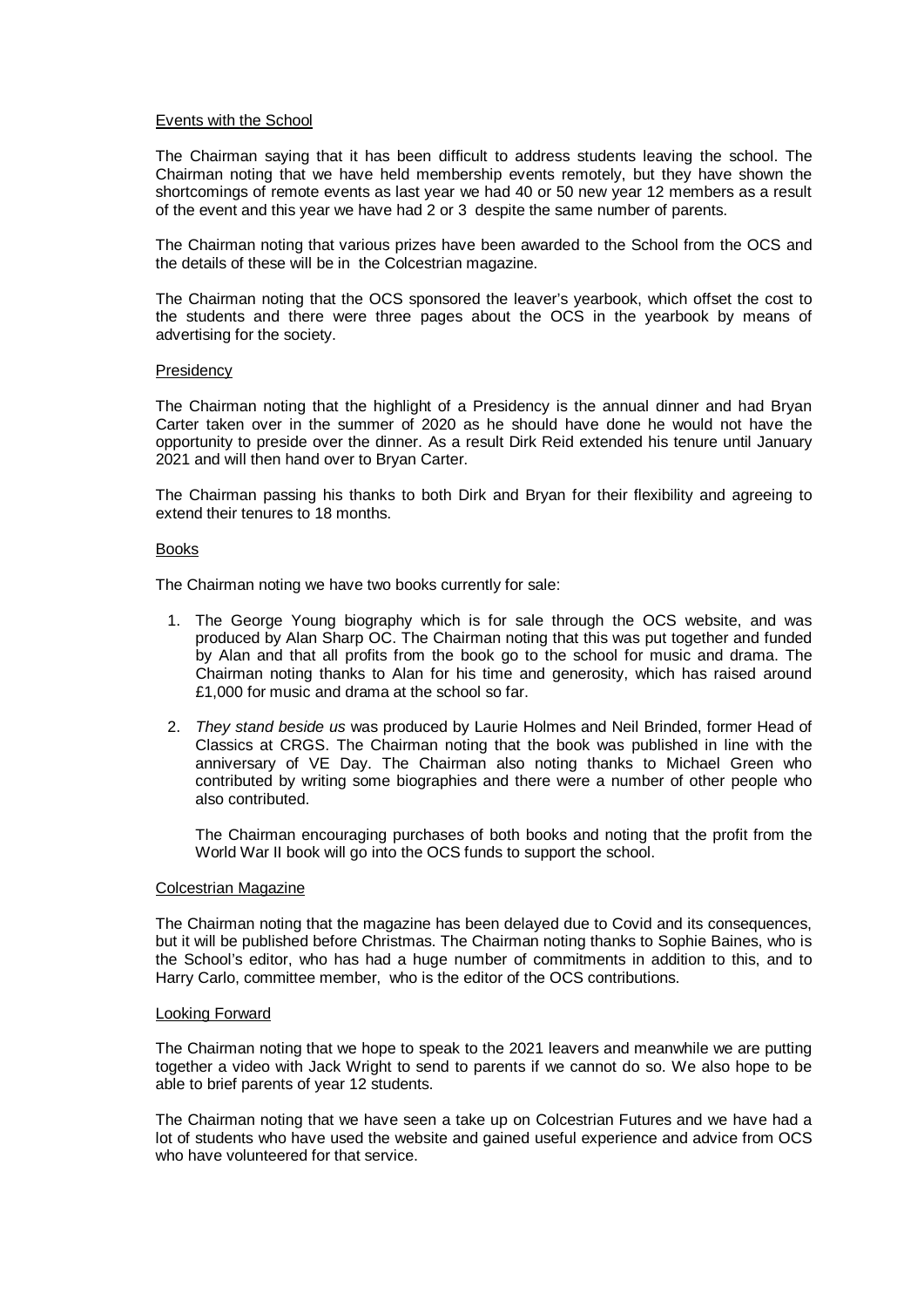Events with the School

The Chairman saying that it has been difficult to address students leaving the school. The Chairman noting that we have held membership events remotely, but they have shown the shortcomings of remote events as last year we had 40 or 50 new year 12 members as a result of the event and this year we have had 2 or 3 despite the same number of parents.

The Chairman noting that various prizes have been awarded to the School from the OCS and the details of these will be in the Colcestrian magazine.

The Chairman noting that the OCS sponsored the leaver's yearbook, which offset the cost to the students and there were three pages about the OCS in the yearbook by means of advertising for the society.

Presidency

The Chairman noting that the highlight of a Presidency is the annual dinner and had Bryan Carter taken over in the summer of 2020 as he should have done he would not have the opportunity to preside over the dinner. As a result Dirk Reid extended his tenure until January 2021 and will then hand over to Bryan Carter.

The Chairman passing his thanks to both Dirk and Bryan for their flexibility and agreeing to extend their tenures to 18 months.

Books

The Chairman noting we have two books currently for sale:

1. The George Young biography which is for sale through the OCS website, and was produced by Alan Sharp OC. The Chairman noting that this was put together and funded by Alan and that all profits from the book go to the school for music and drama. The Chairman noting thanks to Alan for his time and generosity, which has raised around £1,000 for music and drama at the school so far.

2. *They stand beside us* was produced by Laurie Holmes and Neil Brinded, former Head of Classics at CRGS. The Chairman noting that the book was published in line with the anniversary of VE Day. The Chairman also noting thanks to Michael Green who contributed by writing some biographies and there were a number of other people who also contributed.

   The Chairman encouraging purchases of both books and noting that the profit from the World War II book will go into the OCS funds to support the school.

Colcestrian Magazine

The Chairman noting that the magazine has been delayed due to Covid and its consequences, but it will be published before Christmas. The Chairman noting thanks to Sophie Baines, who is the School's editor, who has had a huge number of commitments in addition to this, and to Harry Carlo, committee member, who is the editor of the OCS contributions.

Looking Forward

The Chairman noting that we hope to speak to the 2021 leavers and meanwhile we are putting together a video with Jack Wright to send to parents if we cannot do so. We also hope to be able to brief parents of year 12 students.

The Chairman noting that we have seen a take up on Colcestrian Futures and we have had a lot of students who have used the website and gained useful experience and advice from OCS who have volunteered for that service.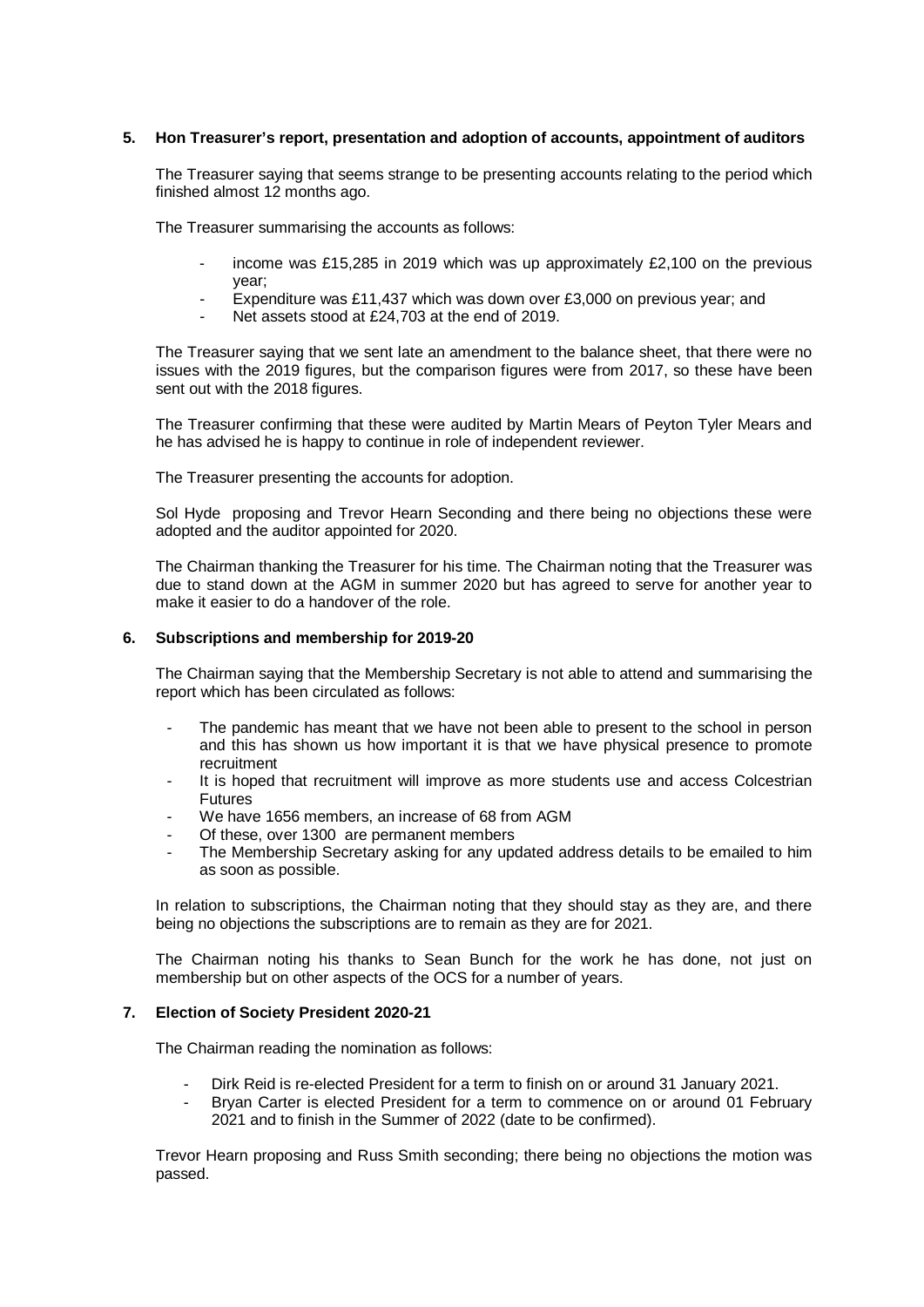**5. Hon Treasurer's report, presentation and adoption of accounts, appointment of auditors**

The Treasurer saying that seems strange to be presenting accounts relating to the period which finished almost 12 months ago.

The Treasurer summarising the accounts as follows:

- income was £15,285 in 2019 which was up approximately £2,100 on the previous year;
- Expenditure was £11,437 which was down over £3,000 on previous year; and
- Net assets stood at £24,703 at the end of 2019.

The Treasurer saying that we sent late an amendment to the balance sheet, that there were no issues with the 2019 figures, but the comparison figures were from 2017, so these have been sent out with the 2018 figures.

The Treasurer confirming that these were audited by Martin Mears of Peyton Tyler Mears and he has advised he is happy to continue in role of independent reviewer.

The Treasurer presenting the accounts for adoption.

Sol Hyde proposing and Trevor Hearn Seconding and there being no objections these were adopted and the auditor appointed for 2020.

The Chairman thanking the Treasurer for his time. The Chairman noting that the Treasurer was due to stand down at the AGM in summer 2020 but has agreed to serve for another year to make it easier to do a handover of the role.

**6. Subscriptions and membership for 2019-20**

The Chairman saying that the Membership Secretary is not able to attend and summarising the report which has been circulated as follows:

- The pandemic has meant that we have not been able to present to the school in person and this has shown us how important it is that we have physical presence to promote recruitment
- It is hoped that recruitment will improve as more students use and access Colcestrian Futures
- We have 1656 members, an increase of 68 from AGM
- Of these, over 1300 are permanent members
- The Membership Secretary asking for any updated address details to be emailed to him as soon as possible.

In relation to subscriptions, the Chairman noting that they should stay as they are, and there being no objections the subscriptions are to remain as they are for 2021.

The Chairman noting his thanks to Sean Bunch for the work he has done, not just on membership but on other aspects of the OCS for a number of years.

**7. Election of Society President 2020-21**

The Chairman reading the nomination as follows:

- Dirk Reid is re-elected President for a term to finish on or around 31 January 2021.
- Bryan Carter is elected President for a term to commence on or around 01 February 2021 and to finish in the Summer of 2022 (date to be confirmed).

Trevor Hearn proposing and Russ Smith seconding; there being no objections the motion was passed.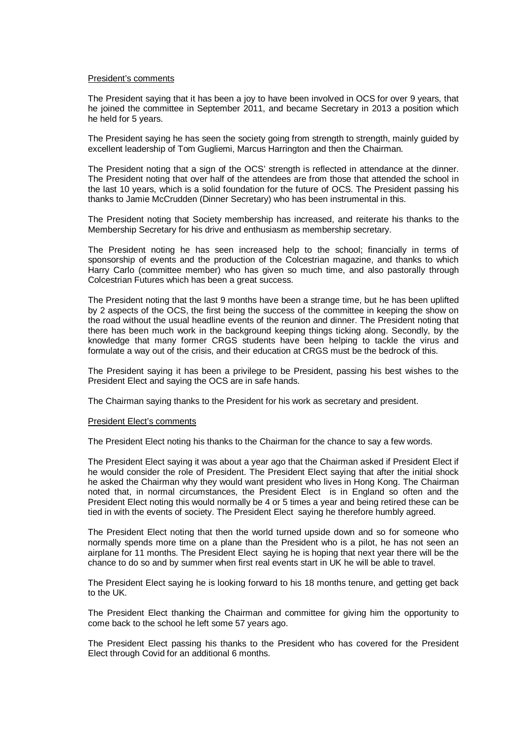President's comments

The President saying that it has been a joy to have been involved in OCS for over 9 years, that he joined the committee in September 2011, and became Secretary in 2013 a position which he held for 5 years.

The President saying he has seen the society going from strength to strength, mainly guided by excellent leadership of Tom Gugliemi, Marcus Harrington and then the Chairman.

The President noting that a sign of the OCS' strength is reflected in attendance at the dinner. The President noting that over half of the attendees are from those that attended the school in the last 10 years, which is a solid foundation for the future of OCS. The President passing his thanks to Jamie McCrudden (Dinner Secretary) who has been instrumental in this.

The President noting that Society membership has increased, and reiterate his thanks to the Membership Secretary for his drive and enthusiasm as membership secretary.

The President noting he has seen increased help to the school; financially in terms of sponsorship of events and the production of the Colcestrian magazine, and thanks to which Harry Carlo (committee member) who has given so much time, and also pastorally through Colcestrian Futures which has been a great success.

The President noting that the last 9 months have been a strange time, but he has been uplifted by 2 aspects of the OCS, the first being the success of the committee in keeping the show on the road without the usual headline events of the reunion and dinner. The President noting that there has been much work in the background keeping things ticking along. Secondly, by the knowledge that many former CRGS students have been helping to tackle the virus and formulate a way out of the crisis, and their education at CRGS must be the bedrock of this.

The President saying it has been a privilege to be President, passing his best wishes to the President Elect and saying the OCS are in safe hands.

The Chairman saying thanks to the President for his work as secretary and president.

President Elect's comments

The President Elect noting his thanks to the Chairman for the chance to say a few words.

The President Elect saying it was about a year ago that the Chairman asked if President Elect if he would consider the role of President. The President Elect saying that after the initial shock he asked the Chairman why they would want president who lives in Hong Kong. The Chairman noted that, in normal circumstances, the President Elect is in England so often and the President Elect noting this would normally be 4 or 5 times a year and being retired these can be tied in with the events of society. The President Elect saying he therefore humbly agreed.

The President Elect noting that then the world turned upside down and so for someone who normally spends more time on a plane than the President who is a pilot, he has not seen an airplane for 11 months. The President Elect saying he is hoping that next year there will be the chance to do so and by summer when first real events start in UK he will be able to travel.

The President Elect saying he is looking forward to his 18 months tenure, and getting get back to the UK.

The President Elect thanking the Chairman and committee for giving him the opportunity to come back to the school he left some 57 years ago.

The President Elect passing his thanks to the President who has covered for the President Elect through Covid for an additional 6 months.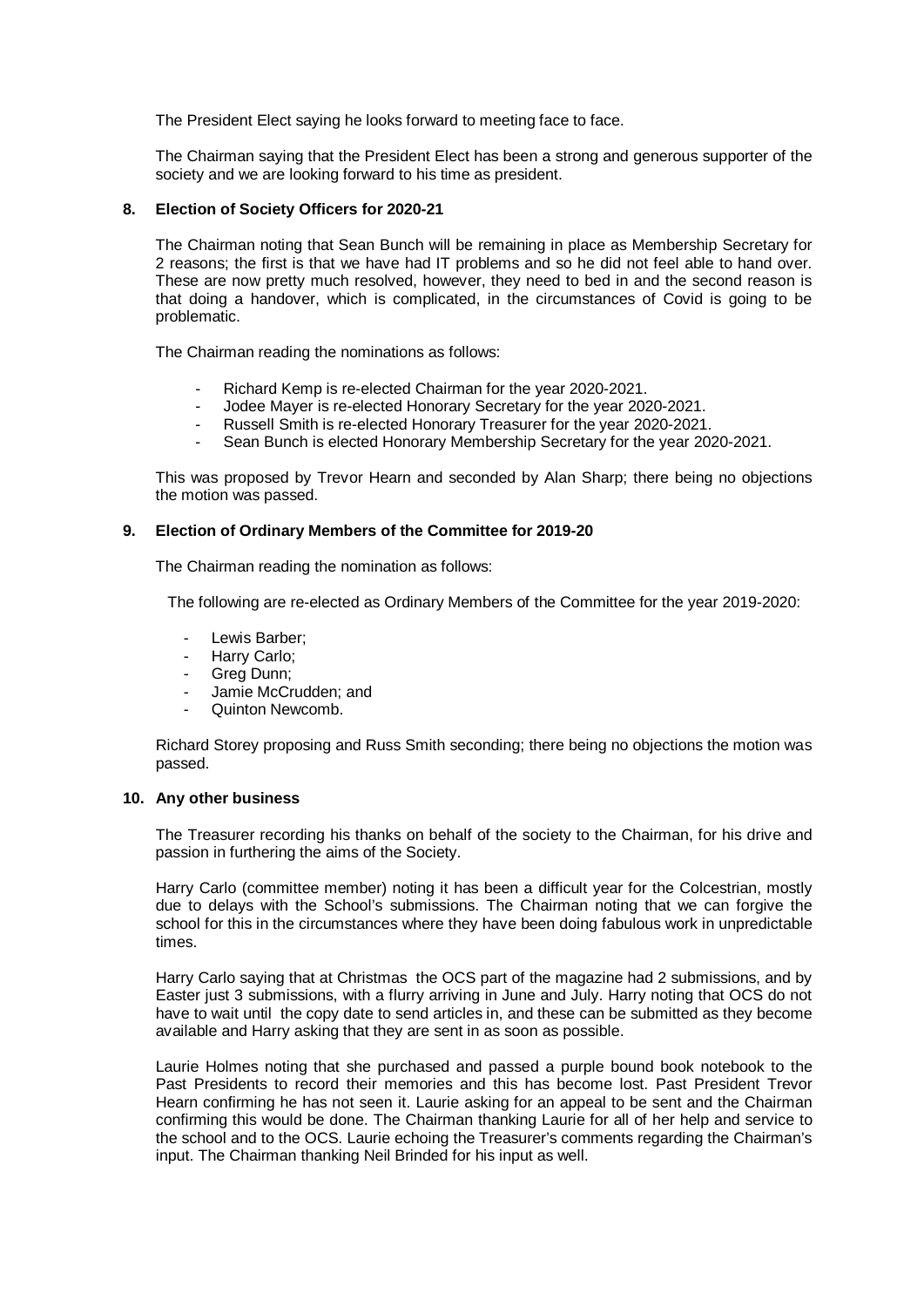The President Elect saying he looks forward to meeting face to face.

The Chairman saying that the President Elect has been a strong and generous supporter of the society and we are looking forward to his time as president.

**8. Election of Society Officers for 2020-21**

The Chairman noting that Sean Bunch will be remaining in place as Membership Secretary for 2 reasons; the first is that we have had IT problems and so he did not feel able to hand over. These are now pretty much resolved, however, they need to bed in and the second reason is that doing a handover, which is complicated, in the circumstances of Covid is going to be problematic.

The Chairman reading the nominations as follows:

- Richard Kemp is re-elected Chairman for the year 2020-2021.
- Jodee Mayer is re-elected Honorary Secretary for the year 2020-2021.
- Russell Smith is re-elected Honorary Treasurer for the year 2020-2021.
- Sean Bunch is elected Honorary Membership Secretary for the year 2020-2021.

This was proposed by Trevor Hearn and seconded by Alan Sharp; there being no objections the motion was passed.

**9. Election of Ordinary Members of the Committee for 2019-20**

The Chairman reading the nomination as follows:

The following are re-elected as Ordinary Members of the Committee for the year 2019-2020:

- Lewis Barber;
- Harry Carlo;
- Greg Dunn;
- Jamie McCrudden; and
- Quinton Newcomb.

Richard Storey proposing and Russ Smith seconding; there being no objections the motion was passed.

**10. Any other business**

The Treasurer recording his thanks on behalf of the society to the Chairman, for his drive and passion in furthering the aims of the Society.

Harry Carlo (committee member) noting it has been a difficult year for the Colcestrian, mostly due to delays with the School's submissions. The Chairman noting that we can forgive the school for this in the circumstances where they have been doing fabulous work in unpredictable times.

Harry Carlo saying that at Christmas the OCS part of the magazine had 2 submissions, and by Easter just 3 submissions, with a flurry arriving in June and July. Harry noting that OCS do not have to wait until the copy date to send articles in, and these can be submitted as they become available and Harry asking that they are sent in as soon as possible.

Laurie Holmes noting that she purchased and passed a purple bound book notebook to the Past Presidents to record their memories and this has become lost. Past President Trevor Hearn confirming he has not seen it. Laurie asking for an appeal to be sent and the Chairman confirming this would be done. The Chairman thanking Laurie for all of her help and service to the school and to the OCS. Laurie echoing the Treasurer's comments regarding the Chairman's input. The Chairman thanking Neil Brinded for his input as well.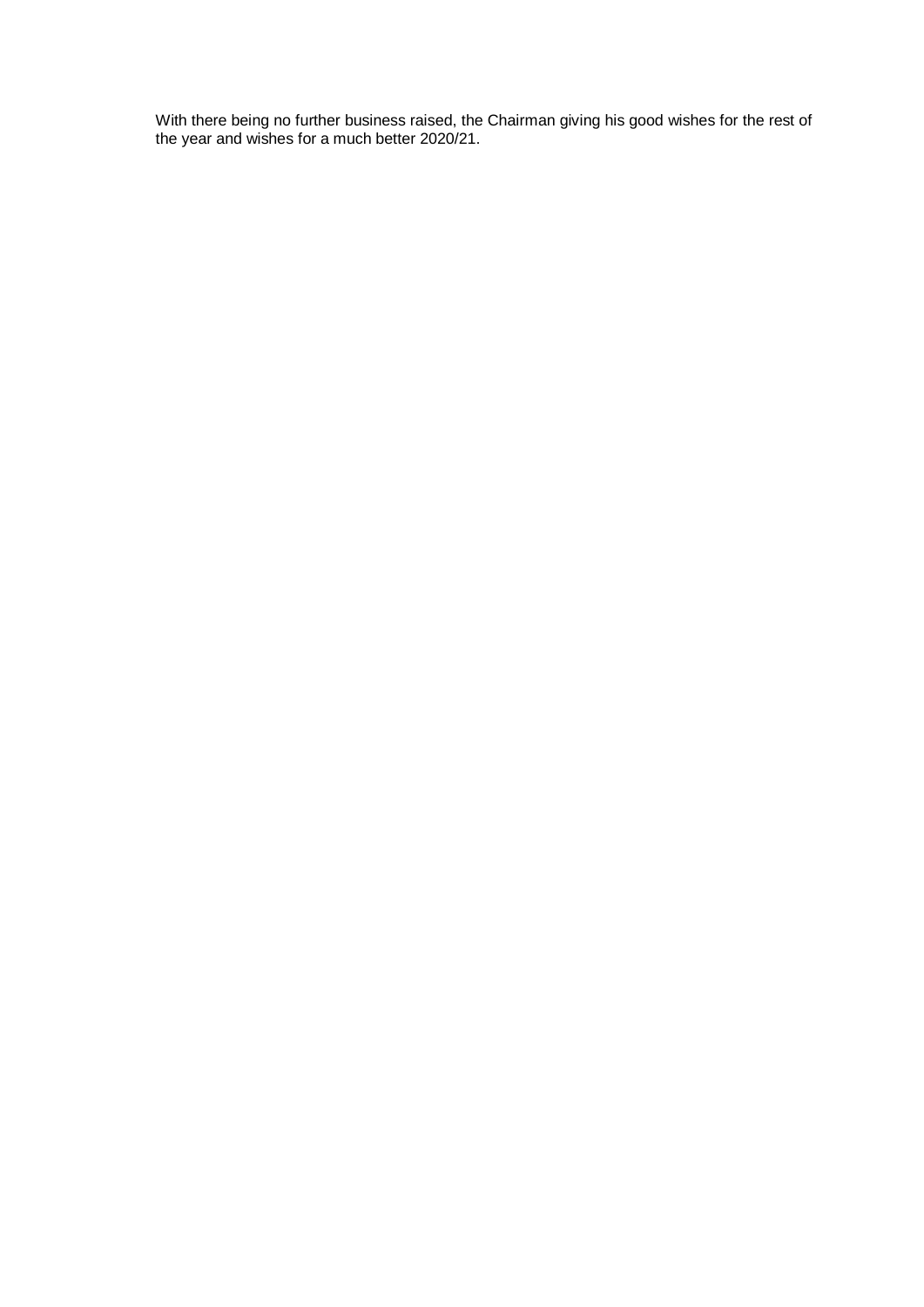With there being no further business raised, the Chairman giving his good wishes for the rest of the year and wishes for a much better 2020/21.